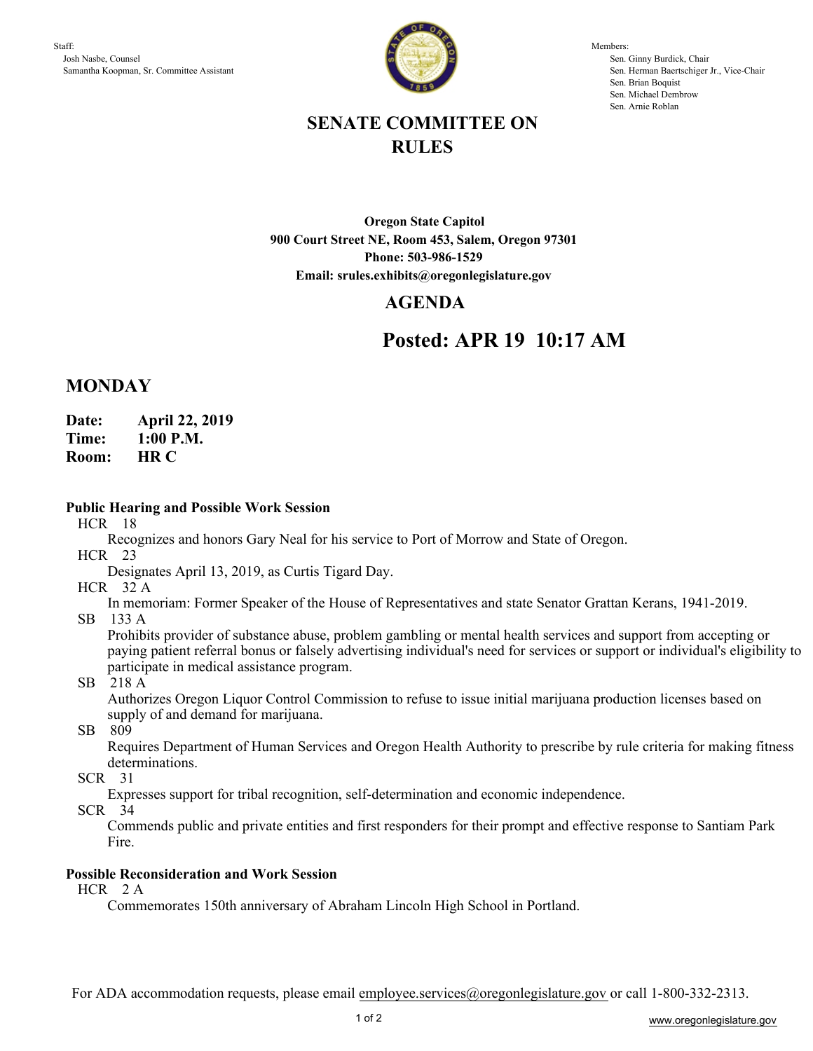Staff:
Josh Nasbe, Counsel
Samantha Koopman, Sr. Committee Assistant

Members:
Sen. Ginny Burdick, Chair
Sen. Herman Baertschiger Jr., Vice-Chair
Sen. Brian Boquist
Sen. Michael Dembrow
Sen. Arnie Roblan

# SENATE COMMITTEE ON RULES

**Oregon State Capitol**
**900 Court Street NE, Room 453, Salem, Oregon 97301**
**Phone: 503-986-1529**
**Email: srules.exhibits@oregonlegislature.gov**

## AGENDA

## Posted: APR 19 10:17 AM

## MONDAY

**Date:** **April 22, 2019**
**Time:** **1:00 P.M.**
**Room:** **HR C**

### Public Hearing and Possible Work Session

HCR 18
Recognizes and honors Gary Neal for his service to Port of Morrow and State of Oregon.

HCR 23
Designates April 13, 2019, as Curtis Tigard Day.

HCR 32 A
In memoriam: Former Speaker of the House of Representatives and state Senator Grattan Kerans, 1941-2019.

SB 133 A
Prohibits provider of substance abuse, problem gambling or mental health services and support from accepting or paying patient referral bonus or falsely advertising individual's need for services or support or individual's eligibility to participate in medical assistance program.

SB 218 A
Authorizes Oregon Liquor Control Commission to refuse to issue initial marijuana production licenses based on supply of and demand for marijuana.

SB 809
Requires Department of Human Services and Oregon Health Authority to prescribe by rule criteria for making fitness determinations.

SCR 31
Expresses support for tribal recognition, self-determination and economic independence.

SCR 34
Commends public and private entities and first responders for their prompt and effective response to Santiam Park Fire.

### Possible Reconsideration and Work Session

HCR 2 A
Commemorates 150th anniversary of Abraham Lincoln High School in Portland.

For ADA accommodation requests, please email employee.services@oregonlegislature.gov or call 1-800-332-2313.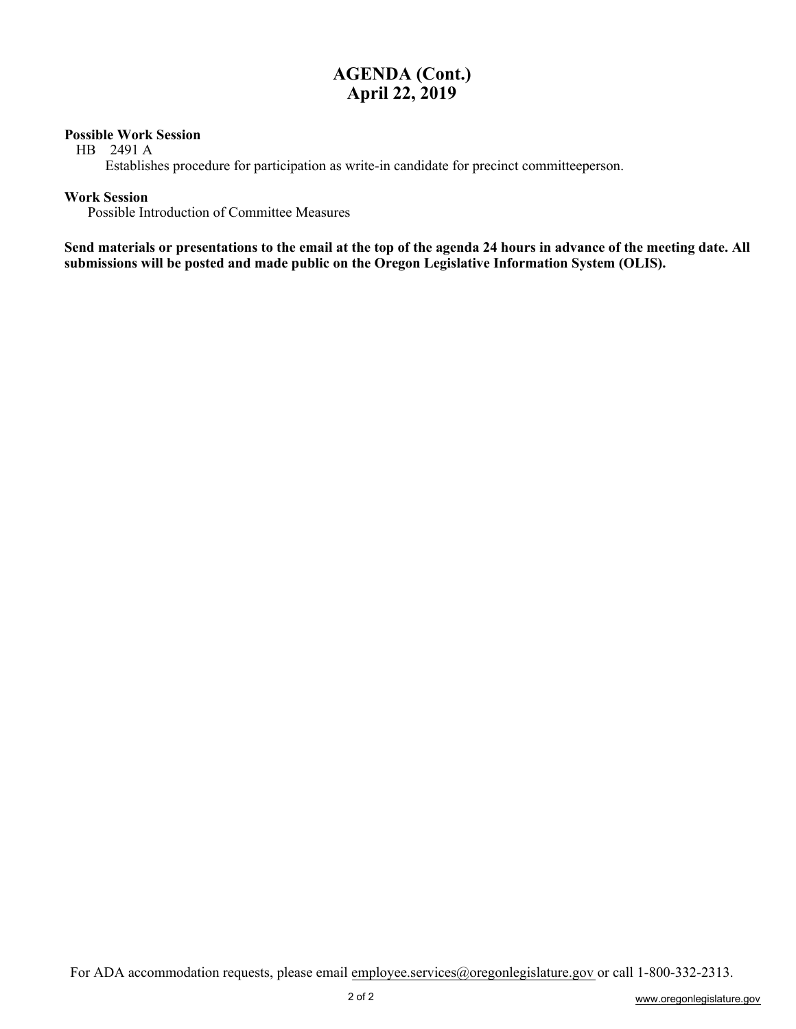# AGENDA (Cont.)
# April 22, 2019

**Possible Work Session**

HB 2491 A

Establishes procedure for participation as write-in candidate for precinct committeeperson.

**Work Session**

Possible Introduction of Committee Measures

**Send materials or presentations to the email at the top of the agenda 24 hours in advance of the meeting date. All submissions will be posted and made public on the Oregon Legislative Information System (OLIS).**

For ADA accommodation requests, please email employee.services@oregonlegislature.gov or call 1-800-332-2313.